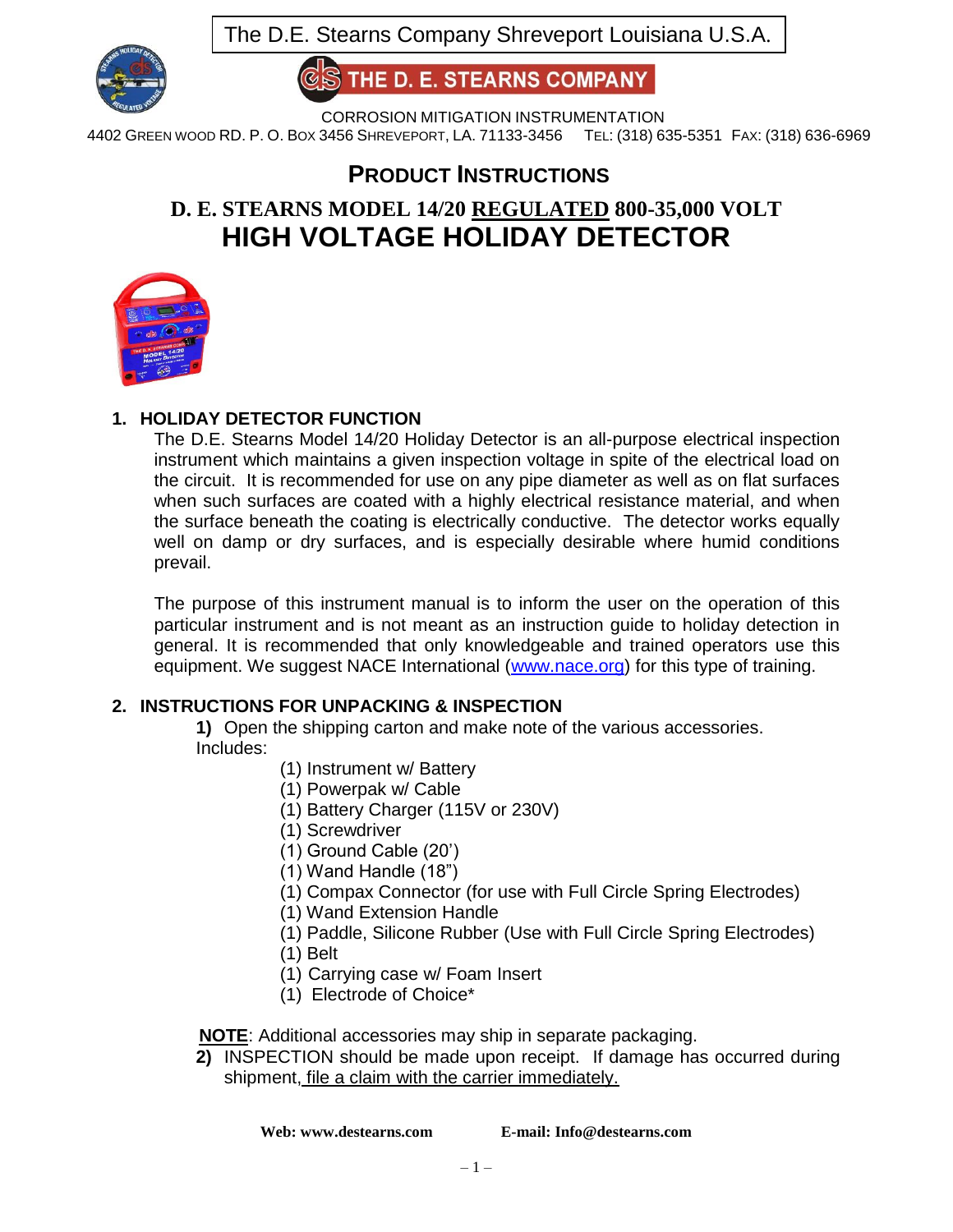The D.E. Stearns Company Shreveport Louisiana U.S.A.

THE D. E. STEARNS COMPANY

CORROSION MITIGATION INSTRUMENTATION

4402 GREEN WOOD RD. P. O. BOX 3456 SHREVEPORT, LA. 71133-3456 TEL: (318) 635-5351 FAX: (318) 636-6969

# PRODUCT INSTRUCTIONS

## D. E. STEARNS MODEL 14/20 REGULATED 800-35,000 VOLT HIGH VOLTAGE HOLIDAY DETECTOR

### 1. HOLIDAY DETECTOR FUNCTION

The D.E. Stearns Model 14/20 Holiday Detector is an all-purpose electrical inspection instrument which maintains a given inspection voltage in spite of the electrical load on the circuit. It is recommended for use on any pipe diameter as well as on flat surfaces when such surfaces are coated with a highly electrical resistance material, and when the surface beneath the coating is electrically conductive. The detector works equally well on damp or dry surfaces, and is especially desirable where humid conditions prevail.

The purpose of this instrument manual is to inform the user on the operation of this particular instrument and is not meant as an instruction guide to holiday detection in general. It is recommended that only knowledgeable and trained operators use this equipment. We suggest NACE International (www.nace.org) for this type of training.

### 2. INSTRUCTIONS FOR UNPACKING & INSPECTION

**1)** Open the shipping carton and make note of the various accessories. Includes:

- (1) Instrument w/ Battery
- (1) Powerpak w/ Cable
- (1) Battery Charger (115V or 230V)
- (1) Screwdriver
- (1) Ground Cable (20')
- (1) Wand Handle (18")
- (1) Compax Connector (for use with Full Circle Spring Electrodes)
- (1) Wand Extension Handle
- (1) Paddle, Silicone Rubber (Use with Full Circle Spring Electrodes)
- (1) Belt
- (1) Carrying case w/ Foam Insert
- (1) Electrode of Choice*

**NOTE**: Additional accessories may ship in separate packaging.

**2)** INSPECTION should be made upon receipt. If damage has occurred during shipment, file a claim with the carrier immediately.

**Web: www.destearns.com** **E-mail: Info@destearns.com**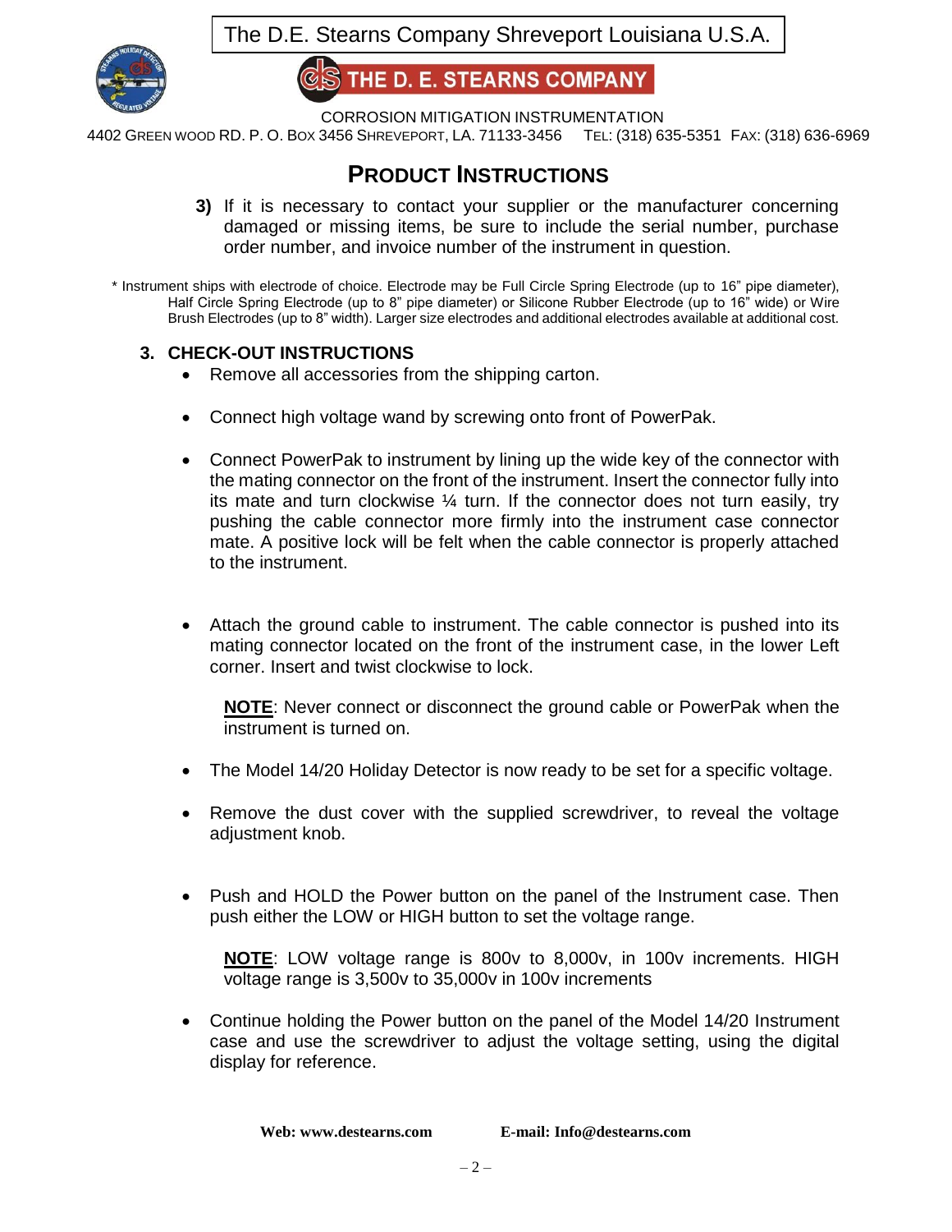## PRODUCT INSTRUCTIONS

**3)** If it is necessary to contact your supplier or the manufacturer concerning damaged or missing items, be sure to include the serial number, purchase order number, and invoice number of the instrument in question.

* Instrument ships with electrode of choice. Electrode may be Full Circle Spring Electrode (up to 16" pipe diameter), Half Circle Spring Electrode (up to 8" pipe diameter) or Silicone Rubber Electrode (up to 16" wide) or Wire Brush Electrodes (up to 8" width). Larger size electrodes and additional electrodes available at additional cost.

### 3. CHECK-OUT INSTRUCTIONS

- Remove all accessories from the shipping carton.

- Connect high voltage wand by screwing onto front of PowerPak.

- Connect PowerPak to instrument by lining up the wide key of the connector with the mating connector on the front of the instrument. Insert the connector fully into its mate and turn clockwise ¼ turn. If the connector does not turn easily, try pushing the cable connector more firmly into the instrument case connector mate. A positive lock will be felt when the cable connector is properly attached to the instrument.

- Attach the ground cable to instrument. The cable connector is pushed into its mating connector located on the front of the instrument case, in the lower Left corner. Insert and twist clockwise to lock.

  **NOTE**: Never connect or disconnect the ground cable or PowerPak when the instrument is turned on.

- The Model 14/20 Holiday Detector is now ready to be set for a specific voltage.

- Remove the dust cover with the supplied screwdriver, to reveal the voltage adjustment knob.

- Push and HOLD the Power button on the panel of the Instrument case. Then push either the LOW or HIGH button to set the voltage range.

  **NOTE**: LOW voltage range is 800v to 8,000v, in 100v increments. HIGH voltage range is 3,500v to 35,000v in 100v increments

- Continue holding the Power button on the panel of the Model 14/20 Instrument case and use the screwdriver to adjust the voltage setting, using the digital display for reference.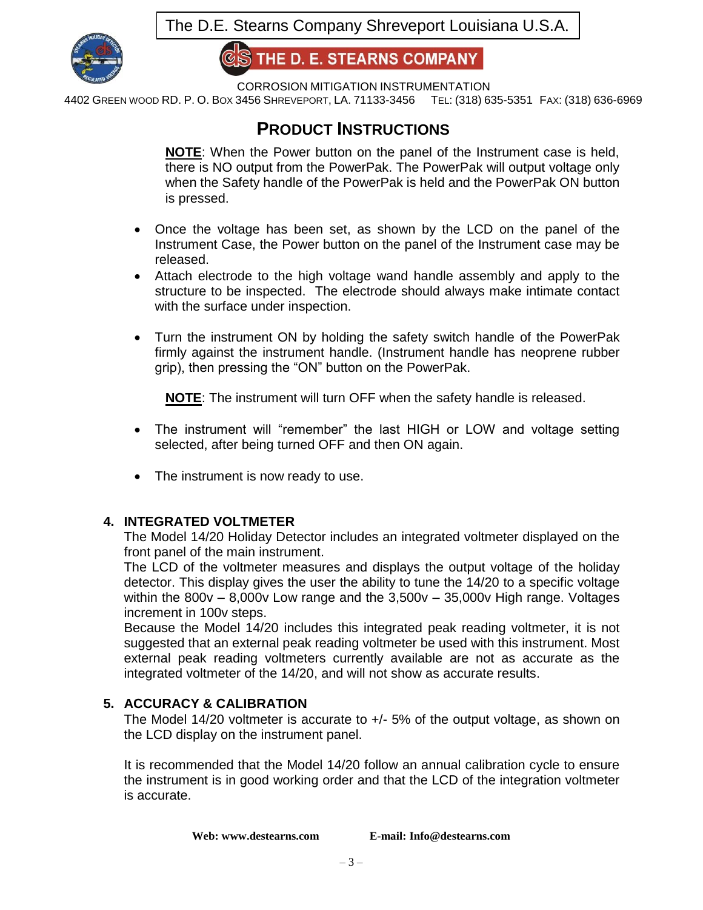## PRODUCT INSTRUCTIONS

**NOTE**: When the Power button on the panel of the Instrument case is held, there is NO output from the PowerPak. The PowerPak will output voltage only when the Safety handle of the PowerPak is held and the PowerPak ON button is pressed.

- Once the voltage has been set, as shown by the LCD on the panel of the Instrument Case, the Power button on the panel of the Instrument case may be released.
- Attach electrode to the high voltage wand handle assembly and apply to the structure to be inspected. The electrode should always make intimate contact with the surface under inspection.
- Turn the instrument ON by holding the safety switch handle of the PowerPak firmly against the instrument handle. (Instrument handle has neoprene rubber grip), then pressing the "ON" button on the PowerPak.

  **NOTE**: The instrument will turn OFF when the safety handle is released.

- The instrument will "remember" the last HIGH or LOW and voltage setting selected, after being turned OFF and then ON again.
- The instrument is now ready to use.

### 4. INTEGRATED VOLTMETER

The Model 14/20 Holiday Detector includes an integrated voltmeter displayed on the front panel of the main instrument.

The LCD of the voltmeter measures and displays the output voltage of the holiday detector. This display gives the user the ability to tune the 14/20 to a specific voltage within the 800v – 8,000v Low range and the 3,500v – 35,000v High range. Voltages increment in 100v steps.

Because the Model 14/20 includes this integrated peak reading voltmeter, it is not suggested that an external peak reading voltmeter be used with this instrument. Most external peak reading voltmeters currently available are not as accurate as the integrated voltmeter of the 14/20, and will not show as accurate results.

### 5. ACCURACY & CALIBRATION

The Model 14/20 voltmeter is accurate to +/- 5% of the output voltage, as shown on the LCD display on the instrument panel.

It is recommended that the Model 14/20 follow an annual calibration cycle to ensure the instrument is in good working order and that the LCD of the integration voltmeter is accurate.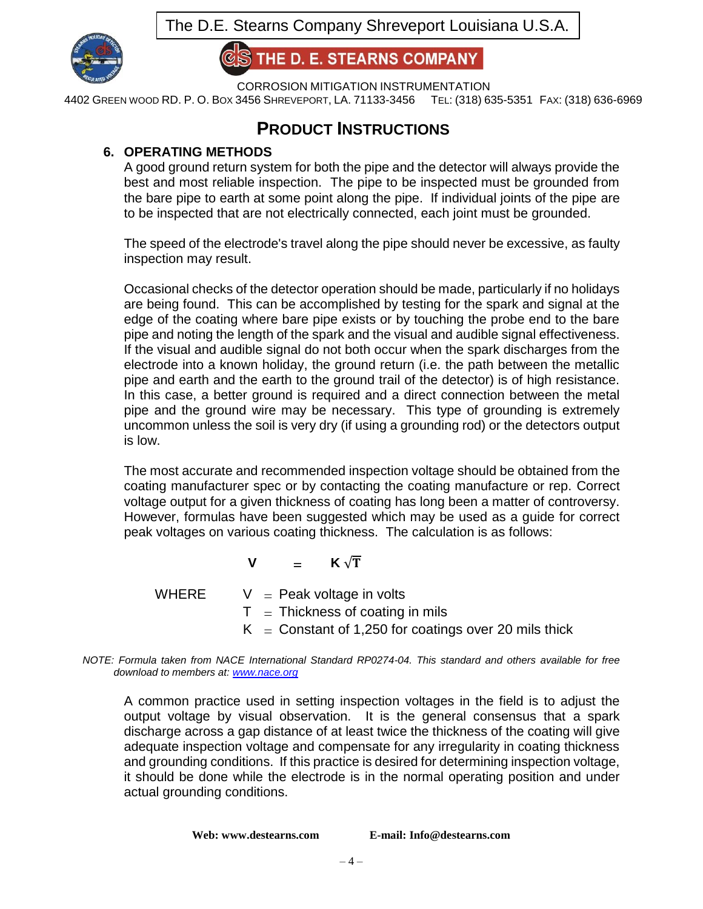The D.E. Stearns Company Shreveport Louisiana U.S.A.

THE D. E. STEARNS COMPANY

CORROSION MITIGATION INSTRUMENTATION

4402 GREEN WOOD RD. P. O. BOX 3456 SHREVEPORT, LA. 71133-3456 TEL: (318) 635-5351 FAX: (318) 636-6969

# PRODUCT INSTRUCTIONS

## 6. OPERATING METHODS

A good ground return system for both the pipe and the detector will always provide the best and most reliable inspection. The pipe to be inspected must be grounded from the bare pipe to earth at some point along the pipe. If individual joints of the pipe are to be inspected that are not electrically connected, each joint must be grounded.

The speed of the electrode's travel along the pipe should never be excessive, as faulty inspection may result.

Occasional checks of the detector operation should be made, particularly if no holidays are being found. This can be accomplished by testing for the spark and signal at the edge of the coating where bare pipe exists or by touching the probe end to the bare pipe and noting the length of the spark and the visual and audible signal effectiveness. If the visual and audible signal do not both occur when the spark discharges from the electrode into a known holiday, the ground return (i.e. the path between the metallic pipe and earth and the earth to the ground trail of the detector) is of high resistance. In this case, a better ground is required and a direct connection between the metal pipe and the ground wire may be necessary. This type of grounding is extremely uncommon unless the soil is very dry (if using a grounding rod) or the detectors output is low.

The most accurate and recommended inspection voltage should be obtained from the coating manufacturer spec or by contacting the coating manufacture or rep. Correct voltage output for a given thickness of coating has long been a matter of controversy. However, formulas have been suggested which may be used as a guide for correct peak voltages on various coating thickness. The calculation is as follows:

$$V = K\sqrt{T}$$

WHERE
- $V$ = Peak voltage in volts
- $T$ = Thickness of coating in mils
- $K$ = Constant of 1,250 for coatings over 20 mils thick

*NOTE: Formula taken from NACE International Standard RP0274-04. This standard and others available for free download to members at: [www.nace.org](http://www.nace.org)*

A common practice used in setting inspection voltages in the field is to adjust the output voltage by visual observation. It is the general consensus that a spark discharge across a gap distance of at least twice the thickness of the coating will give adequate inspection voltage and compensate for any irregularity in coating thickness and grounding conditions. If this practice is desired for determining inspection voltage, it should be done while the electrode is in the normal operating position and under actual grounding conditions.

**Web: www.destearns.com** **E-mail: Info@destearns.com**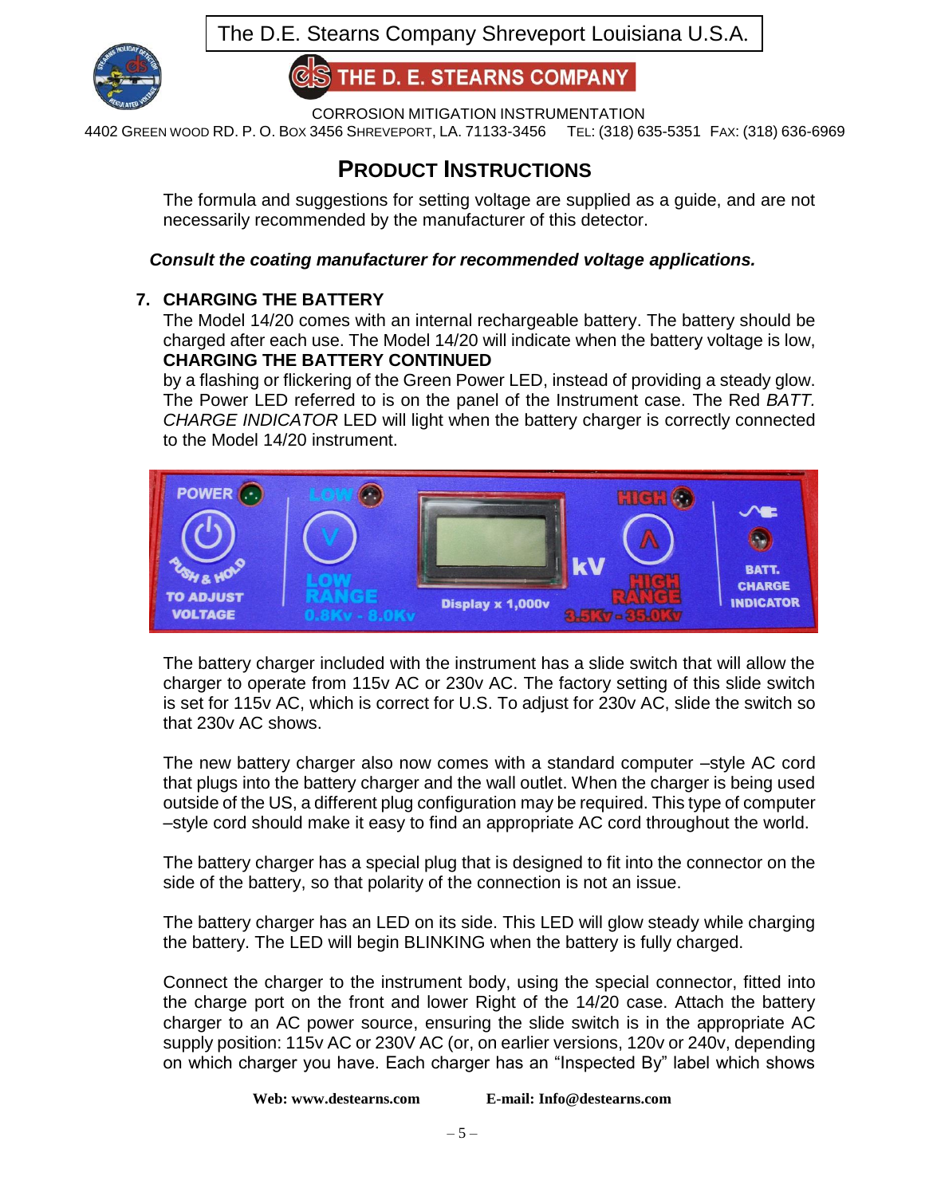The D.E. Stearns Company Shreveport Louisiana U.S.A.

THE D. E. STEARNS COMPANY

CORROSION MITIGATION INSTRUMENTATION

4402 GREEN WOOD RD. P. O. BOX 3456 SHREVEPORT, LA. 71133-3456 TEL: (318) 635-5351 FAX: (318) 636-6969

## PRODUCT INSTRUCTIONS

The formula and suggestions for setting voltage are supplied as a guide, and are not necessarily recommended by the manufacturer of this detector.

***Consult the coating manufacturer for recommended voltage applications.***

### 7. CHARGING THE BATTERY

The Model 14/20 comes with an internal rechargeable battery. The battery should be charged after each use. The Model 14/20 will indicate when the battery voltage is low,

**CHARGING THE BATTERY CONTINUED**

by a flashing or flickering of the Green Power LED, instead of providing a steady glow. The Power LED referred to is on the panel of the Instrument case. The Red *BATT. CHARGE INDICATOR* LED will light when the battery charger is correctly connected to the Model 14/20 instrument.

The battery charger included with the instrument has a slide switch that will allow the charger to operate from 115v AC or 230v AC. The factory setting of this slide switch is set for 115v AC, which is correct for U.S. To adjust for 230v AC, slide the switch so that 230v AC shows.

The new battery charger also now comes with a standard computer –style AC cord that plugs into the battery charger and the wall outlet. When the charger is being used outside of the US, a different plug configuration may be required. This type of computer –style cord should make it easy to find an appropriate AC cord throughout the world.

The battery charger has a special plug that is designed to fit into the connector on the side of the battery, so that polarity of the connection is not an issue.

The battery charger has an LED on its side. This LED will glow steady while charging the battery. The LED will begin BLINKING when the battery is fully charged.

Connect the charger to the instrument body, using the special connector, fitted into the charge port on the front and lower Right of the 14/20 case. Attach the battery charger to an AC power source, ensuring the slide switch is in the appropriate AC supply position: 115v AC or 230V AC (or, on earlier versions, 120v or 240v, depending on which charger you have. Each charger has an "Inspected By" label which shows

**Web: www.destearns.com** **E-mail: Info@destearns.com**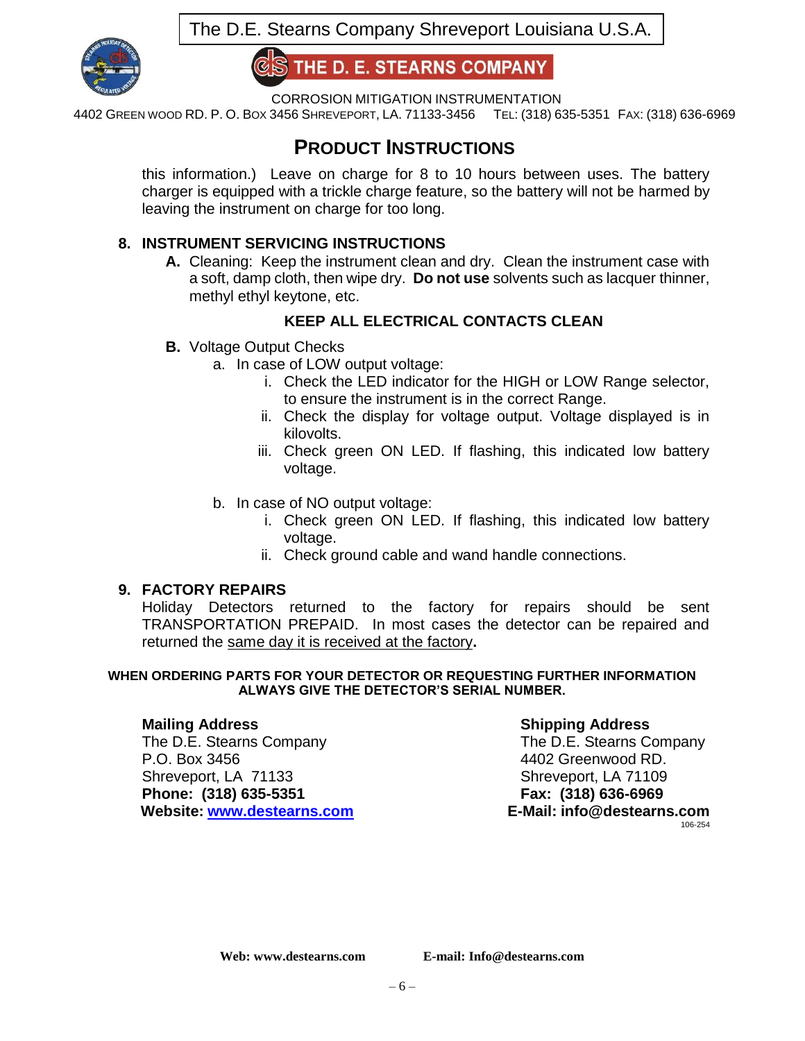this information.) Leave on charge for 8 to 10 hours between uses. The battery charger is equipped with a trickle charge feature, so the battery will not be harmed by leaving the instrument on charge for too long.

## 8. INSTRUMENT SERVICING INSTRUCTIONS

**A.** Cleaning: Keep the instrument clean and dry. Clean the instrument case with a soft, damp cloth, then wipe dry. **Do not use** solvents such as lacquer thinner, methyl ethyl keytone, etc.

**KEEP ALL ELECTRICAL CONTACTS CLEAN**

**B.** Voltage Output Checks

a. In case of LOW output voltage:

i. Check the LED indicator for the HIGH or LOW Range selector, to ensure the instrument is in the correct Range.

ii. Check the display for voltage output. Voltage displayed is in kilovolts.

iii. Check green ON LED. If flashing, this indicated low battery voltage.

b. In case of NO output voltage:

i. Check green ON LED. If flashing, this indicated low battery voltage.

ii. Check ground cable and wand handle connections.

## 9. FACTORY REPAIRS

Holiday Detectors returned to the factory for repairs should be sent TRANSPORTATION PREPAID. In most cases the detector can be repaired and returned the same day it is received at the factory**.**

**WHEN ORDERING PARTS FOR YOUR DETECTOR OR REQUESTING FURTHER INFORMATION ALWAYS GIVE THE DETECTOR'S SERIAL NUMBER.**

**Mailing Address**
The D.E. Stearns Company
P.O. Box 3456
Shreveport, LA 71133
**Phone: (318) 635-5351**
**Website: www.destearns.com**

**Shipping Address**
The D.E. Stearns Company
4402 Greenwood RD.
Shreveport, LA 71109
**Fax: (318) 636-6969**
**E-Mail: info@destearns.com**

106-254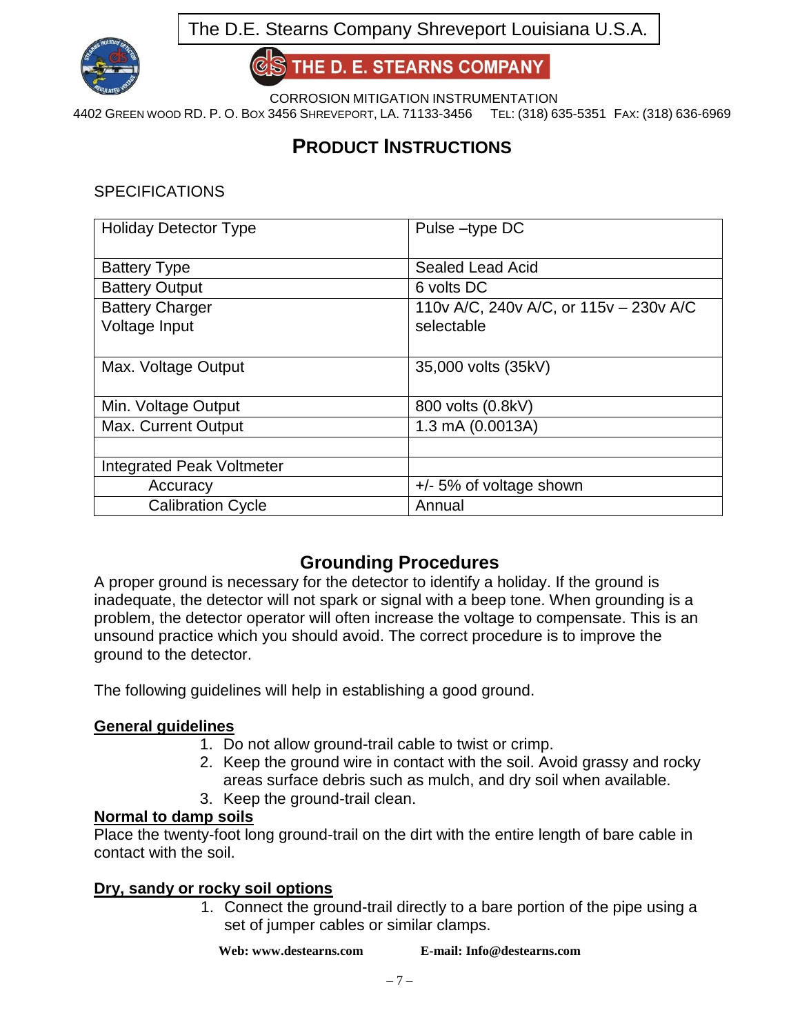The D.E. Stearns Company Shreveport Louisiana U.S.A.

THE D. E. STEARNS COMPANY

CORROSION MITIGATION INSTRUMENTATION

4402 GREEN WOOD RD. P. O. BOX 3456 SHREVEPORT, LA. 71133-3456 TEL: (318) 635-5351 FAX: (318) 636-6969

# PRODUCT INSTRUCTIONS

SPECIFICATIONS

| Holiday Detector Type | Pulse –type DC |
|---|---|
| Battery Type | Sealed Lead Acid |
| Battery Output | 6 volts DC |
| Battery Charger Voltage Input | 110v A/C, 240v A/C, or 115v – 230v A/C selectable |
| Max. Voltage Output | 35,000 volts (35kV) |
| Min. Voltage Output | 800 volts (0.8kV) |
| Max. Current Output | 1.3 mA (0.0013A) |
| | |
| Integrated Peak Voltmeter | |
| Accuracy | +/- 5% of voltage shown |
| Calibration Cycle | Annual |

## Grounding Procedures

A proper ground is necessary for the detector to identify a holiday. If the ground is inadequate, the detector will not spark or signal with a beep tone. When grounding is a problem, the detector operator will often increase the voltage to compensate. This is an unsound practice which you should avoid. The correct procedure is to improve the ground to the detector.

The following guidelines will help in establishing a good ground.

**General guidelines**

1. Do not allow ground-trail cable to twist or crimp.
2. Keep the ground wire in contact with the soil. Avoid grassy and rocky areas surface debris such as mulch, and dry soil when available.
3. Keep the ground-trail clean.

**Normal to damp soils**

Place the twenty-foot long ground-trail on the dirt with the entire length of bare cable in contact with the soil.

**Dry, sandy or rocky soil options**

1. Connect the ground-trail directly to a bare portion of the pipe using a set of jumper cables or similar clamps.

**Web: www.destearns.com** **E-mail: Info@destearns.com**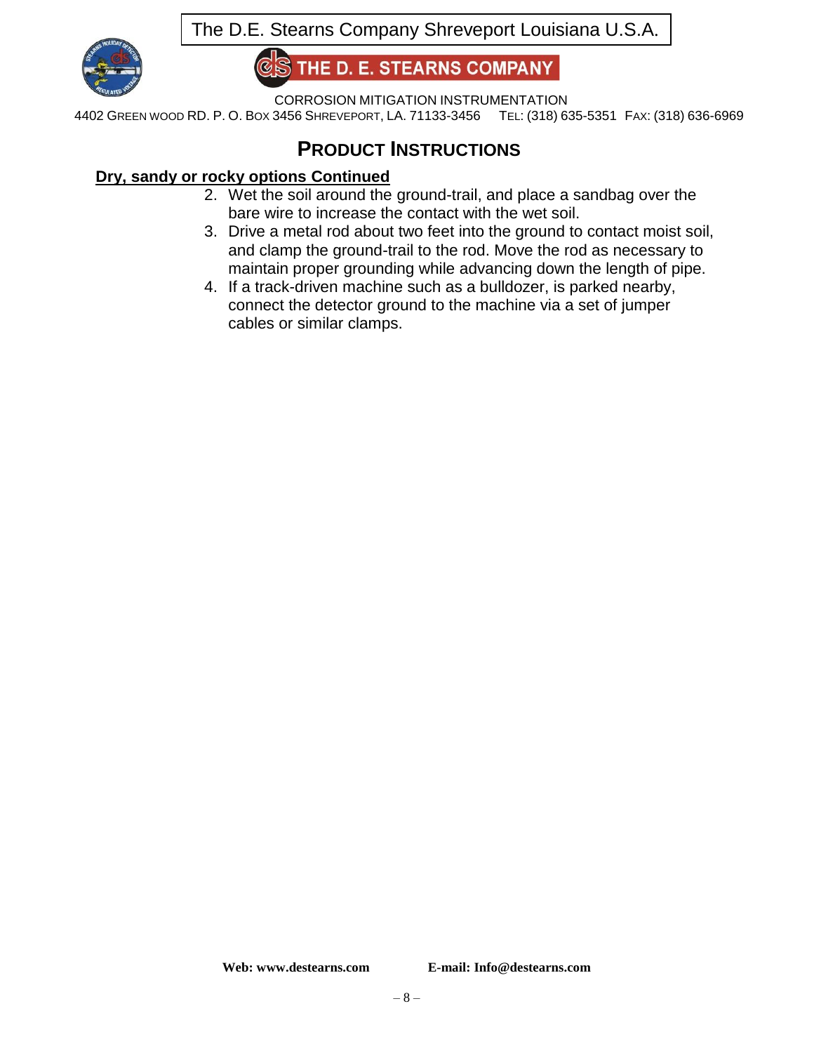## PRODUCT INSTRUCTIONS

**Dry, sandy or rocky options Continued**

2. Wet the soil around the ground-trail, and place a sandbag over the bare wire to increase the contact with the wet soil.
3. Drive a metal rod about two feet into the ground to contact moist soil, and clamp the ground-trail to the rod. Move the rod as necessary to maintain proper grounding while advancing down the length of pipe.
4. If a track-driven machine such as a bulldozer, is parked nearby, connect the detector ground to the machine via a set of jumper cables or similar clamps.